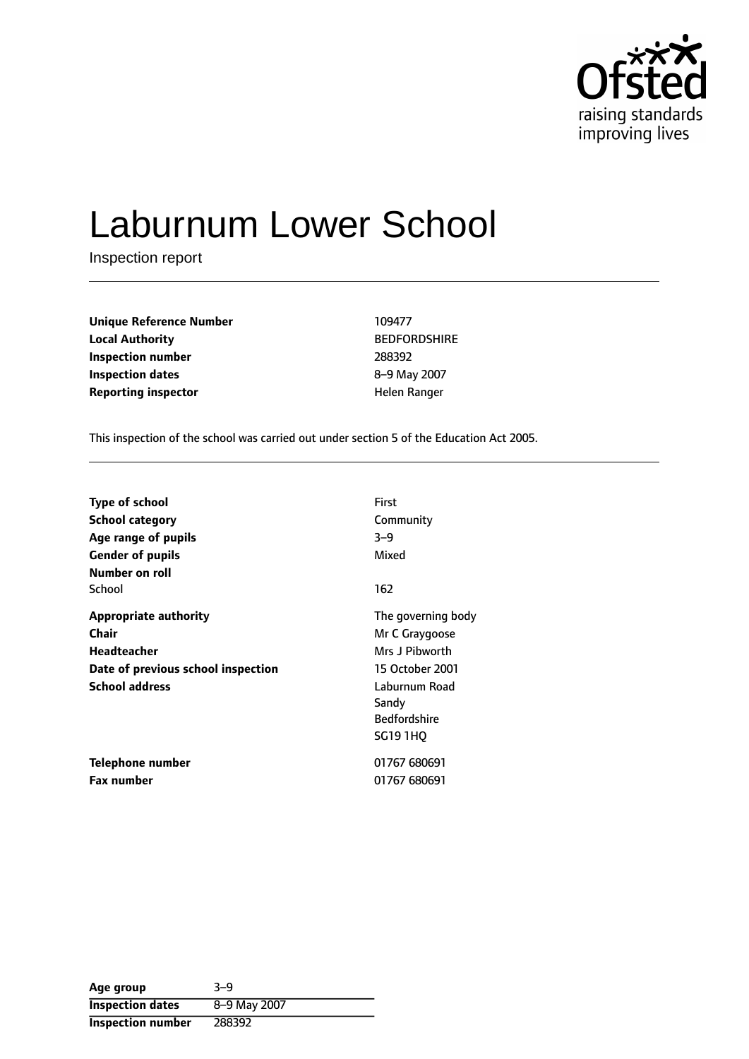# Laburnum Lower School

Inspection report

| | |
|---|---|
| **Unique Reference Number** | 109477 |
| **Local Authority** | BEDFORDSHIRE |
| **Inspection number** | 288392 |
| **Inspection dates** | 8–9 May 2007 |
| **Reporting inspector** | Helen Ranger |

This inspection of the school was carried out under section 5 of the Education Act 2005.

| | |
|---|---|
| **Type of school** | First |
| **School category** | Community |
| **Age range of pupils** | 3–9 |
| **Gender of pupils** | Mixed |
| **Number on roll** | |
| School | 162 |
| **Appropriate authority** | The governing body |
| **Chair** | Mr C Graygoose |
| **Headteacher** | Mrs J Pibworth |
| **Date of previous school inspection** | 15 October 2001 |
| **School address** | Laburnum Road<br>Sandy<br>Bedfordshire<br>SG19 1HQ |
| **Telephone number** | 01767 680691 |
| **Fax number** | 01767 680691 |

| | |
|---|---|
| **Age group** | 3–9 |
| **Inspection dates** | 8–9 May 2007 |
| **Inspection number** | 288392 |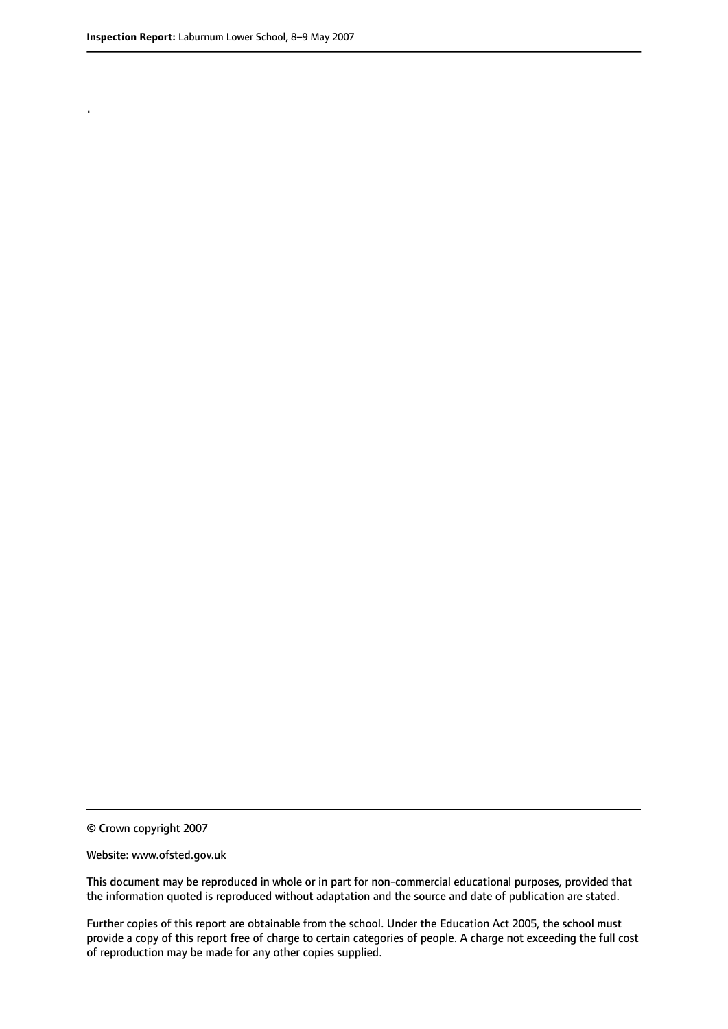.

© Crown copyright 2007

Website: www.ofsted.gov.uk

This document may be reproduced in whole or in part for non-commercial educational purposes, provided that the information quoted is reproduced without adaptation and the source and date of publication are stated.

Further copies of this report are obtainable from the school. Under the Education Act 2005, the school must provide a copy of this report free of charge to certain categories of people. A charge not exceeding the full cost of reproduction may be made for any other copies supplied.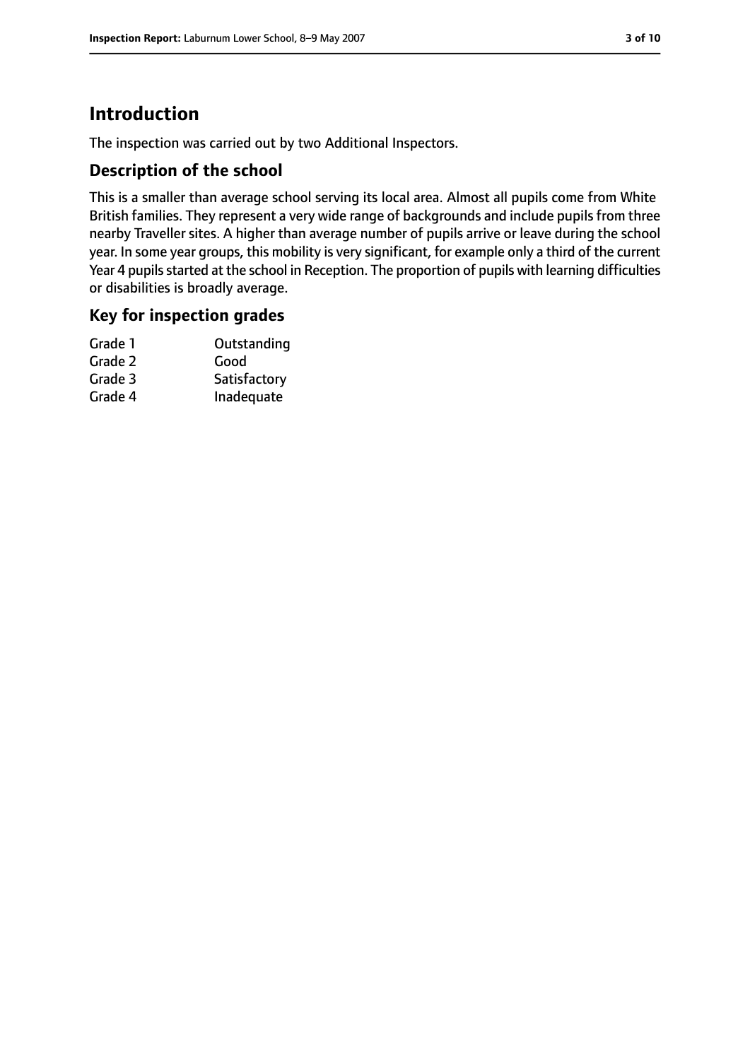# Introduction

The inspection was carried out by two Additional Inspectors.

## Description of the school

This is a smaller than average school serving its local area. Almost all pupils come from White British families. They represent a very wide range of backgrounds and include pupils from three nearby Traveller sites. A higher than average number of pupils arrive or leave during the school year. In some year groups, this mobility is very significant, for example only a third of the current Year 4 pupils started at the school in Reception. The proportion of pupils with learning difficulties or disabilities is broadly average.

## Key for inspection grades

| | |
|---|---|
| Grade 1 | Outstanding |
| Grade 2 | Good |
| Grade 3 | Satisfactory |
| Grade 4 | Inadequate |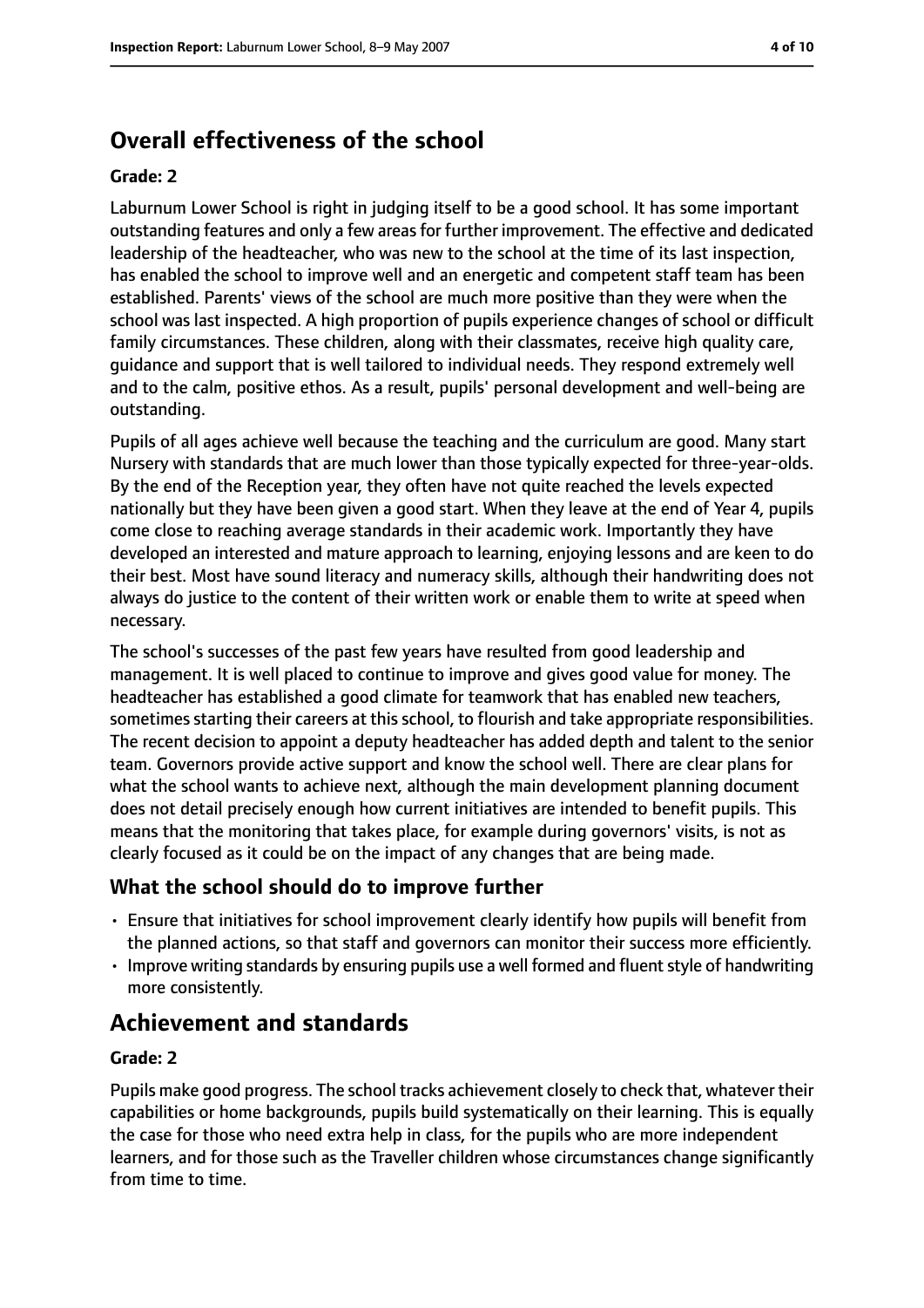## Overall effectiveness of the school

**Grade: 2**

Laburnum Lower School is right in judging itself to be a good school. It has some important outstanding features and only a few areas for further improvement. The effective and dedicated leadership of the headteacher, who was new to the school at the time of its last inspection, has enabled the school to improve well and an energetic and competent staff team has been established. Parents' views of the school are much more positive than they were when the school was last inspected. A high proportion of pupils experience changes of school or difficult family circumstances. These children, along with their classmates, receive high quality care, guidance and support that is well tailored to individual needs. They respond extremely well and to the calm, positive ethos. As a result, pupils' personal development and well-being are outstanding.

Pupils of all ages achieve well because the teaching and the curriculum are good. Many start Nursery with standards that are much lower than those typically expected for three-year-olds. By the end of the Reception year, they often have not quite reached the levels expected nationally but they have been given a good start. When they leave at the end of Year 4, pupils come close to reaching average standards in their academic work. Importantly they have developed an interested and mature approach to learning, enjoying lessons and are keen to do their best. Most have sound literacy and numeracy skills, although their handwriting does not always do justice to the content of their written work or enable them to write at speed when necessary.

The school's successes of the past few years have resulted from good leadership and management. It is well placed to continue to improve and gives good value for money. The headteacher has established a good climate for teamwork that has enabled new teachers, sometimes starting their careers at this school, to flourish and take appropriate responsibilities. The recent decision to appoint a deputy headteacher has added depth and talent to the senior team. Governors provide active support and know the school well. There are clear plans for what the school wants to achieve next, although the main development planning document does not detail precisely enough how current initiatives are intended to benefit pupils. This means that the monitoring that takes place, for example during governors' visits, is not as clearly focused as it could be on the impact of any changes that are being made.

### What the school should do to improve further

- Ensure that initiatives for school improvement clearly identify how pupils will benefit from the planned actions, so that staff and governors can monitor their success more efficiently.
- Improve writing standards by ensuring pupils use a well formed and fluent style of handwriting more consistently.

## Achievement and standards

**Grade: 2**

Pupils make good progress. The school tracks achievement closely to check that, whatever their capabilities or home backgrounds, pupils build systematically on their learning. This is equally the case for those who need extra help in class, for the pupils who are more independent learners, and for those such as the Traveller children whose circumstances change significantly from time to time.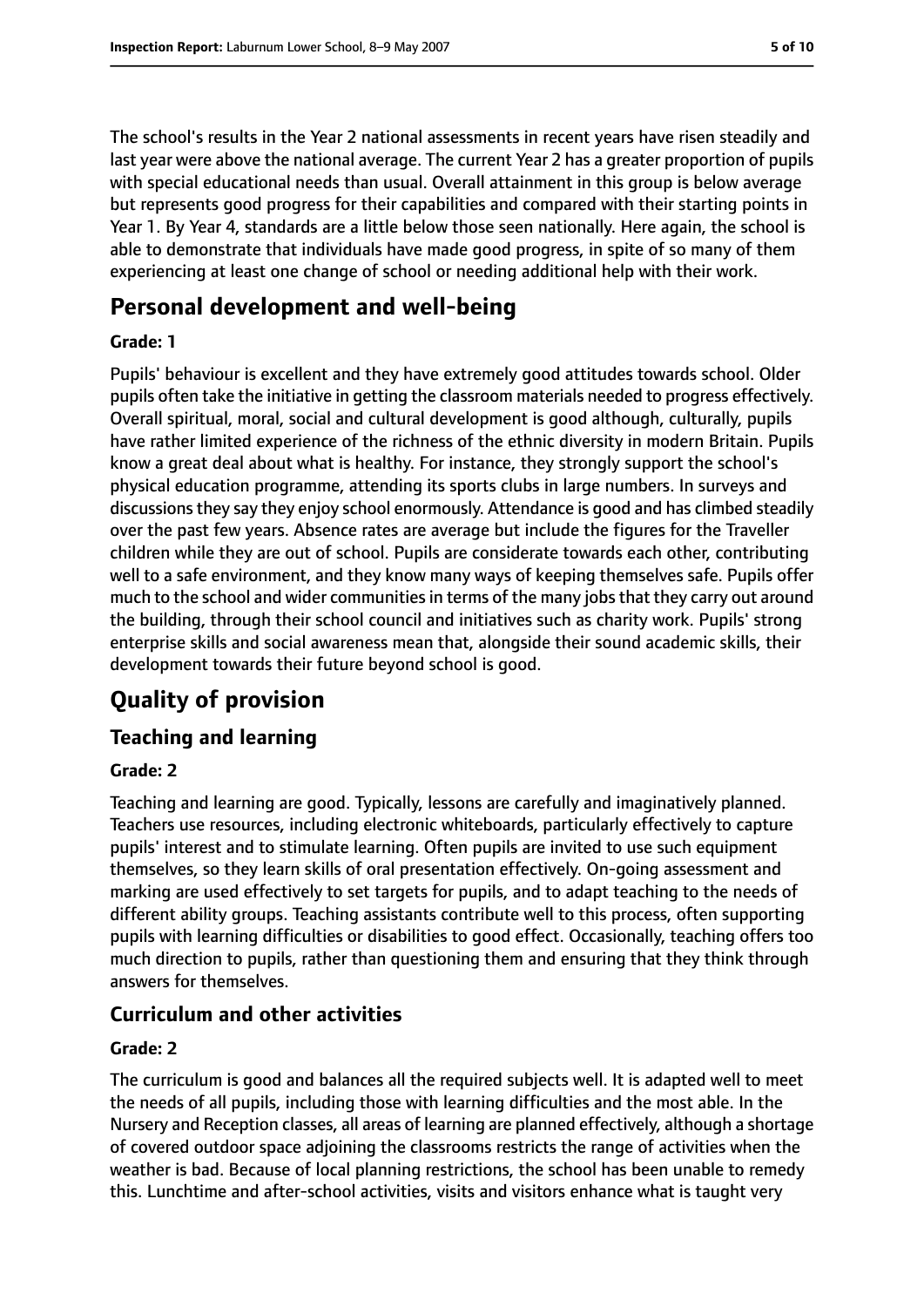The school's results in the Year 2 national assessments in recent years have risen steadily and last year were above the national average. The current Year 2 has a greater proportion of pupils with special educational needs than usual. Overall attainment in this group is below average but represents good progress for their capabilities and compared with their starting points in Year 1. By Year 4, standards are a little below those seen nationally. Here again, the school is able to demonstrate that individuals have made good progress, in spite of so many of them experiencing at least one change of school or needing additional help with their work.

# Personal development and well-being

#### Grade: 1

Pupils' behaviour is excellent and they have extremely good attitudes towards school. Older pupils often take the initiative in getting the classroom materials needed to progress effectively. Overall spiritual, moral, social and cultural development is good although, culturally, pupils have rather limited experience of the richness of the ethnic diversity in modern Britain. Pupils know a great deal about what is healthy. For instance, they strongly support the school's physical education programme, attending its sports clubs in large numbers. In surveys and discussions they say they enjoy school enormously. Attendance is good and has climbed steadily over the past few years. Absence rates are average but include the figures for the Traveller children while they are out of school. Pupils are considerate towards each other, contributing well to a safe environment, and they know many ways of keeping themselves safe. Pupils offer much to the school and wider communities in terms of the many jobs that they carry out around the building, through their school council and initiatives such as charity work. Pupils' strong enterprise skills and social awareness mean that, alongside their sound academic skills, their development towards their future beyond school is good.

# Quality of provision

## Teaching and learning

#### Grade: 2

Teaching and learning are good. Typically, lessons are carefully and imaginatively planned. Teachers use resources, including electronic whiteboards, particularly effectively to capture pupils' interest and to stimulate learning. Often pupils are invited to use such equipment themselves, so they learn skills of oral presentation effectively. On-going assessment and marking are used effectively to set targets for pupils, and to adapt teaching to the needs of different ability groups. Teaching assistants contribute well to this process, often supporting pupils with learning difficulties or disabilities to good effect. Occasionally, teaching offers too much direction to pupils, rather than questioning them and ensuring that they think through answers for themselves.

## Curriculum and other activities

#### Grade: 2

The curriculum is good and balances all the required subjects well. It is adapted well to meet the needs of all pupils, including those with learning difficulties and the most able. In the Nursery and Reception classes, all areas of learning are planned effectively, although a shortage of covered outdoor space adjoining the classrooms restricts the range of activities when the weather is bad. Because of local planning restrictions, the school has been unable to remedy this. Lunchtime and after-school activities, visits and visitors enhance what is taught very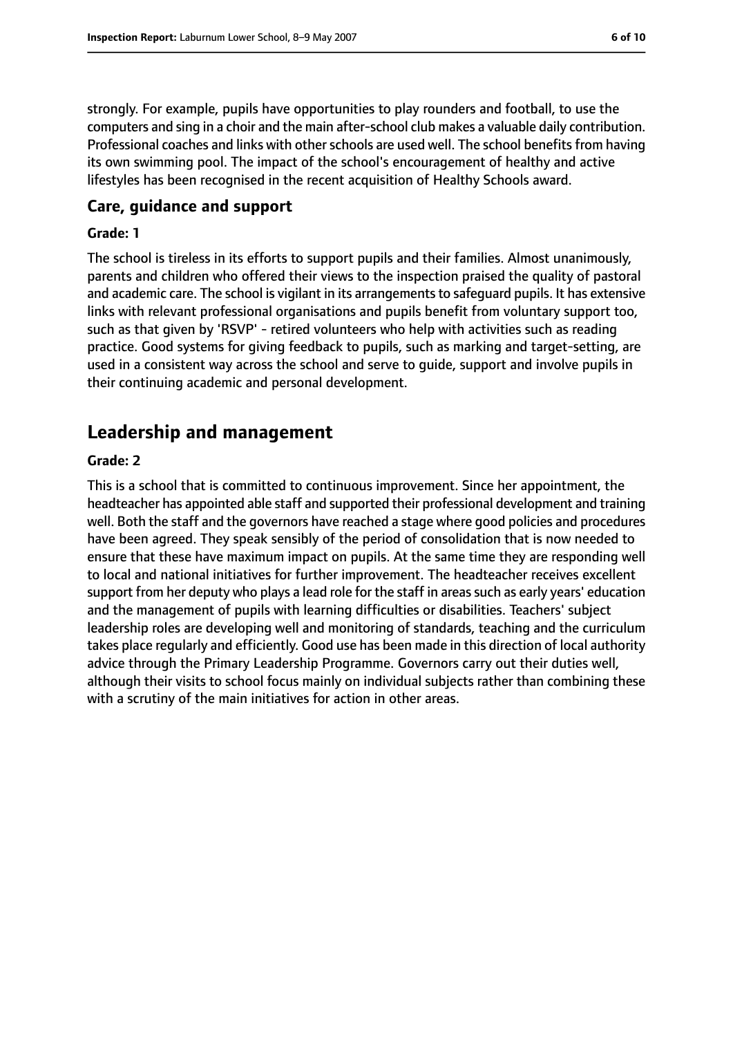strongly. For example, pupils have opportunities to play rounders and football, to use the computers and sing in a choir and the main after-school club makes a valuable daily contribution. Professional coaches and links with other schools are used well. The school benefits from having its own swimming pool. The impact of the school's encouragement of healthy and active lifestyles has been recognised in the recent acquisition of Healthy Schools award.

### Care, guidance and support

#### Grade: 1

The school is tireless in its efforts to support pupils and their families. Almost unanimously, parents and children who offered their views to the inspection praised the quality of pastoral and academic care. The school is vigilant in its arrangements to safeguard pupils. It has extensive links with relevant professional organisations and pupils benefit from voluntary support too, such as that given by 'RSVP' - retired volunteers who help with activities such as reading practice. Good systems for giving feedback to pupils, such as marking and target-setting, are used in a consistent way across the school and serve to guide, support and involve pupils in their continuing academic and personal development.

## Leadership and management

#### Grade: 2

This is a school that is committed to continuous improvement. Since her appointment, the headteacher has appointed able staff and supported their professional development and training well. Both the staff and the governors have reached a stage where good policies and procedures have been agreed. They speak sensibly of the period of consolidation that is now needed to ensure that these have maximum impact on pupils. At the same time they are responding well to local and national initiatives for further improvement. The headteacher receives excellent support from her deputy who plays a lead role for the staff in areas such as early years' education and the management of pupils with learning difficulties or disabilities. Teachers' subject leadership roles are developing well and monitoring of standards, teaching and the curriculum takes place regularly and efficiently. Good use has been made in this direction of local authority advice through the Primary Leadership Programme. Governors carry out their duties well, although their visits to school focus mainly on individual subjects rather than combining these with a scrutiny of the main initiatives for action in other areas.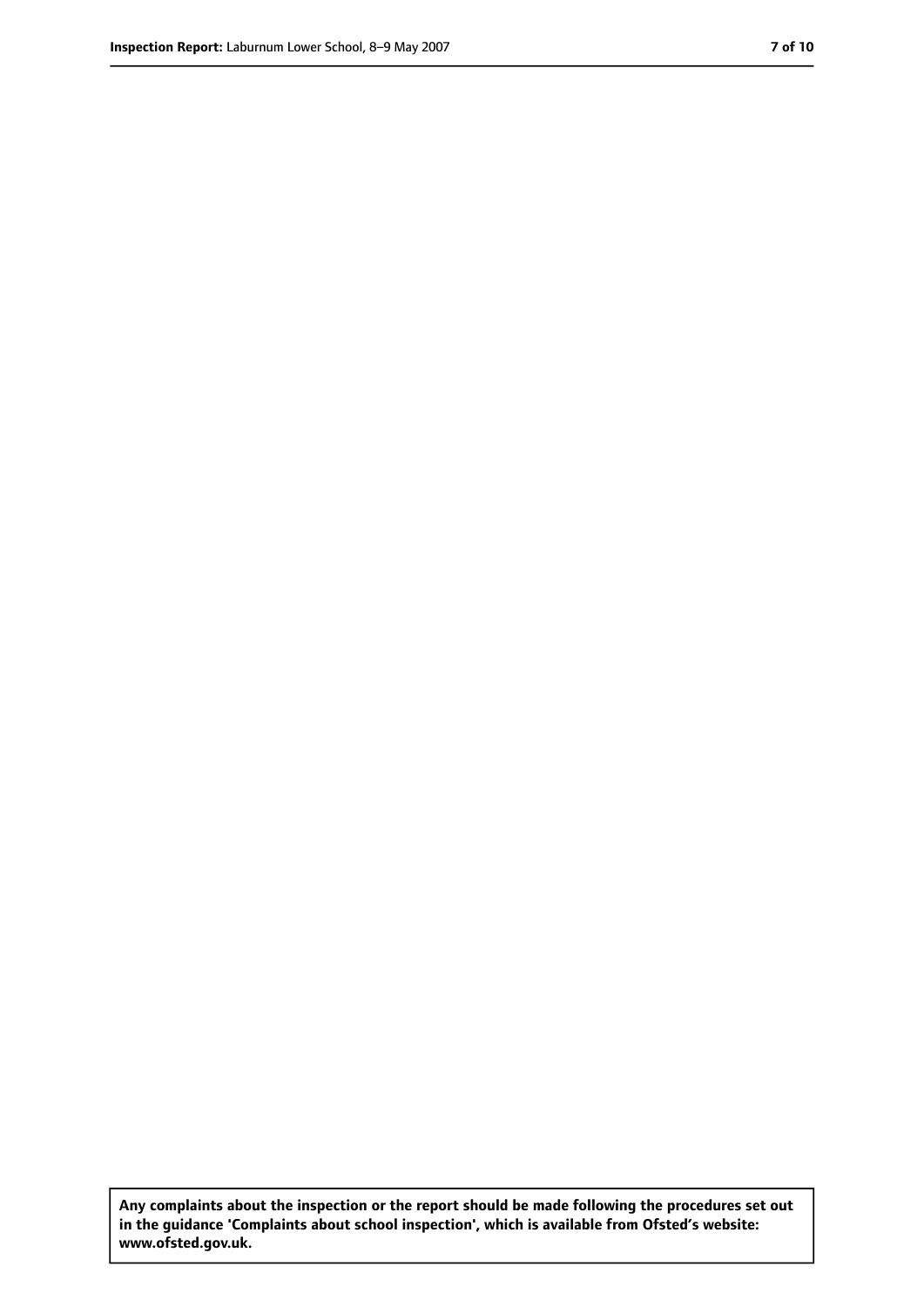Any complaints about the inspection or the report should be made following the procedures set out in the guidance 'Complaints about school inspection', which is available from Ofsted's website: www.ofsted.gov.uk.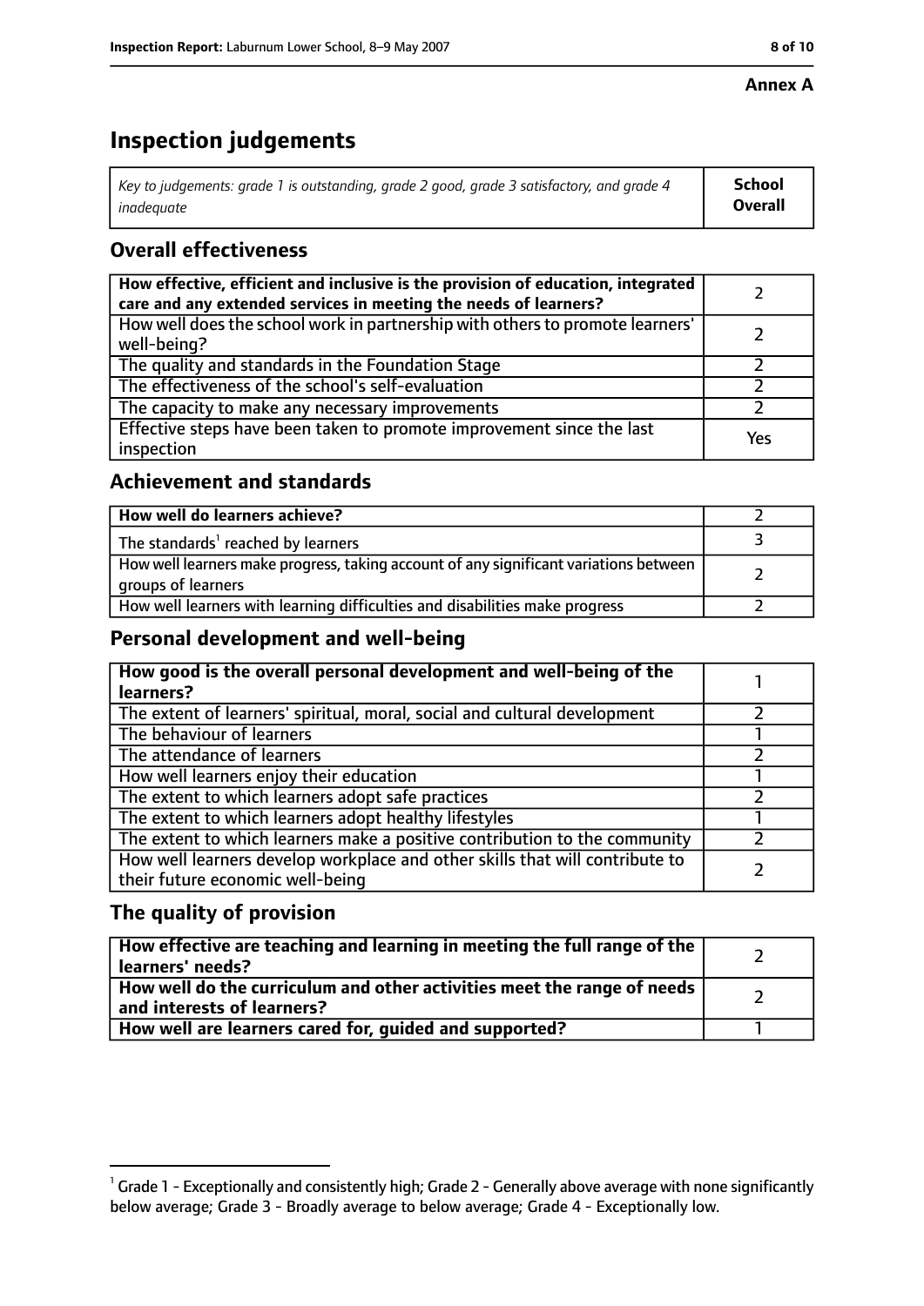**Annex A**

# Inspection judgements

| *Key to judgements: grade 1 is outstanding, grade 2 good, grade 3 satisfactory, and grade 4 inadequate* | **School Overall** |
|---|---|

## Overall effectiveness

| | |
|---|---|
| **How effective, efficient and inclusive is the provision of education, integrated care and any extended services in meeting the needs of learners?** | 2 |
| How well does the school work in partnership with others to promote learners' well-being? | 2 |
| The quality and standards in the Foundation Stage | 2 |
| The effectiveness of the school's self-evaluation | 2 |
| The capacity to make any necessary improvements | 2 |
| Effective steps have been taken to promote improvement since the last inspection | Yes |

## Achievement and standards

| | |
|---|---|
| **How well do learners achieve?** | 2 |
| The standards[1] reached by learners | 3 |
| How well learners make progress, taking account of any significant variations between groups of learners | 2 |
| How well learners with learning difficulties and disabilities make progress | 2 |

## Personal development and well-being

| | |
|---|---|
| **How good is the overall personal development and well-being of the learners?** | 1 |
| The extent of learners' spiritual, moral, social and cultural development | 2 |
| The behaviour of learners | 1 |
| The attendance of learners | 2 |
| How well learners enjoy their education | 1 |
| The extent to which learners adopt safe practices | 2 |
| The extent to which learners adopt healthy lifestyles | 1 |
| The extent to which learners make a positive contribution to the community | 2 |
| How well learners develop workplace and other skills that will contribute to their future economic well-being | 2 |

## The quality of provision

| | |
|---|---|
| **How effective are teaching and learning in meeting the full range of the learners' needs?** | 2 |
| **How well do the curriculum and other activities meet the range of needs and interests of learners?** | 2 |
| **How well are learners cared for, guided and supported?** | 1 |

[1] Grade 1 - Exceptionally and consistently high; Grade 2 - Generally above average with none significantly below average; Grade 3 - Broadly average to below average; Grade 4 - Exceptionally low.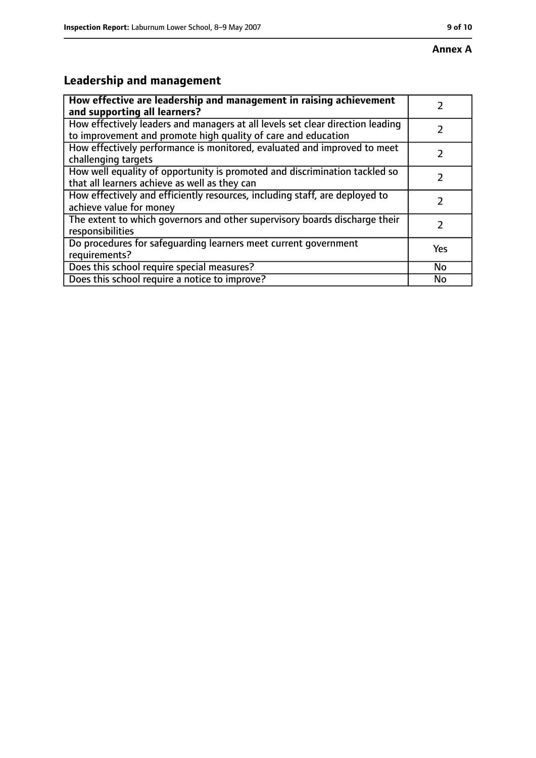**Annex A**

## Leadership and management

| **How effective are leadership and management in raising achievement and supporting all learners?** | 2 |
|---|---|
| How effectively leaders and managers at all levels set clear direction leading to improvement and promote high quality of care and education | 2 |
| How effectively performance is monitored, evaluated and improved to meet challenging targets | 2 |
| How well equality of opportunity is promoted and discrimination tackled so that all learners achieve as well as they can | 2 |
| How effectively and efficiently resources, including staff, are deployed to achieve value for money | 2 |
| The extent to which governors and other supervisory boards discharge their responsibilities | 2 |
| Do procedures for safeguarding learners meet current government requirements? | Yes |
| Does this school require special measures? | No |
| Does this school require a notice to improve? | No |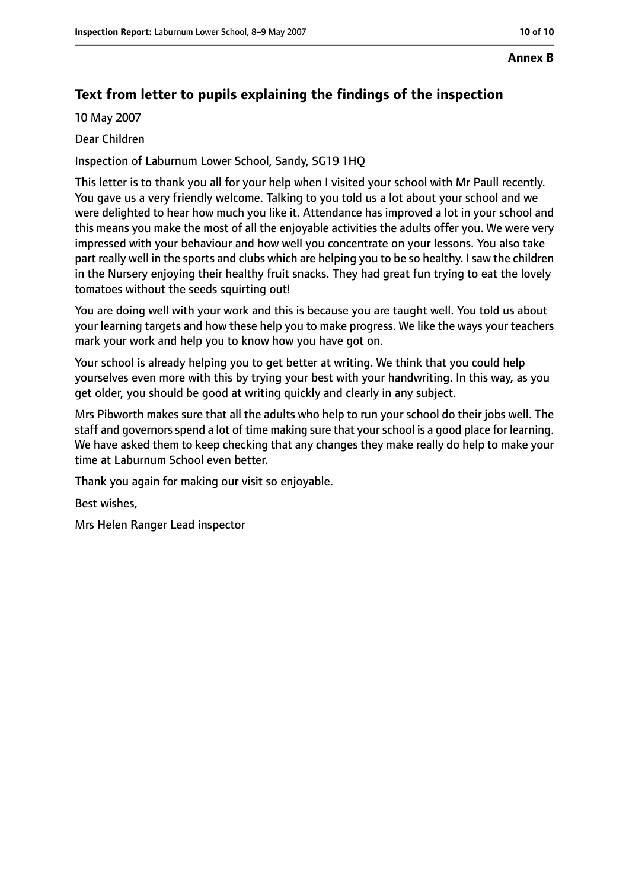**Annex B**

## Text from letter to pupils explaining the findings of the inspection

10 May 2007

Dear Children

Inspection of Laburnum Lower School, Sandy, SG19 1HQ

This letter is to thank you all for your help when I visited your school with Mr Paull recently. You gave us a very friendly welcome. Talking to you told us a lot about your school and we were delighted to hear how much you like it. Attendance has improved a lot in your school and this means you make the most of all the enjoyable activities the adults offer you. We were very impressed with your behaviour and how well you concentrate on your lessons. You also take part really well in the sports and clubs which are helping you to be so healthy. I saw the children in the Nursery enjoying their healthy fruit snacks. They had great fun trying to eat the lovely tomatoes without the seeds squirting out!

You are doing well with your work and this is because you are taught well. You told us about your learning targets and how these help you to make progress. We like the ways your teachers mark your work and help you to know how you have got on.

Your school is already helping you to get better at writing. We think that you could help yourselves even more with this by trying your best with your handwriting. In this way, as you get older, you should be good at writing quickly and clearly in any subject.

Mrs Pibworth makes sure that all the adults who help to run your school do their jobs well. The staff and governors spend a lot of time making sure that your school is a good place for learning. We have asked them to keep checking that any changes they make really do help to make your time at Laburnum School even better.

Thank you again for making our visit so enjoyable.

Best wishes,

Mrs Helen Ranger Lead inspector